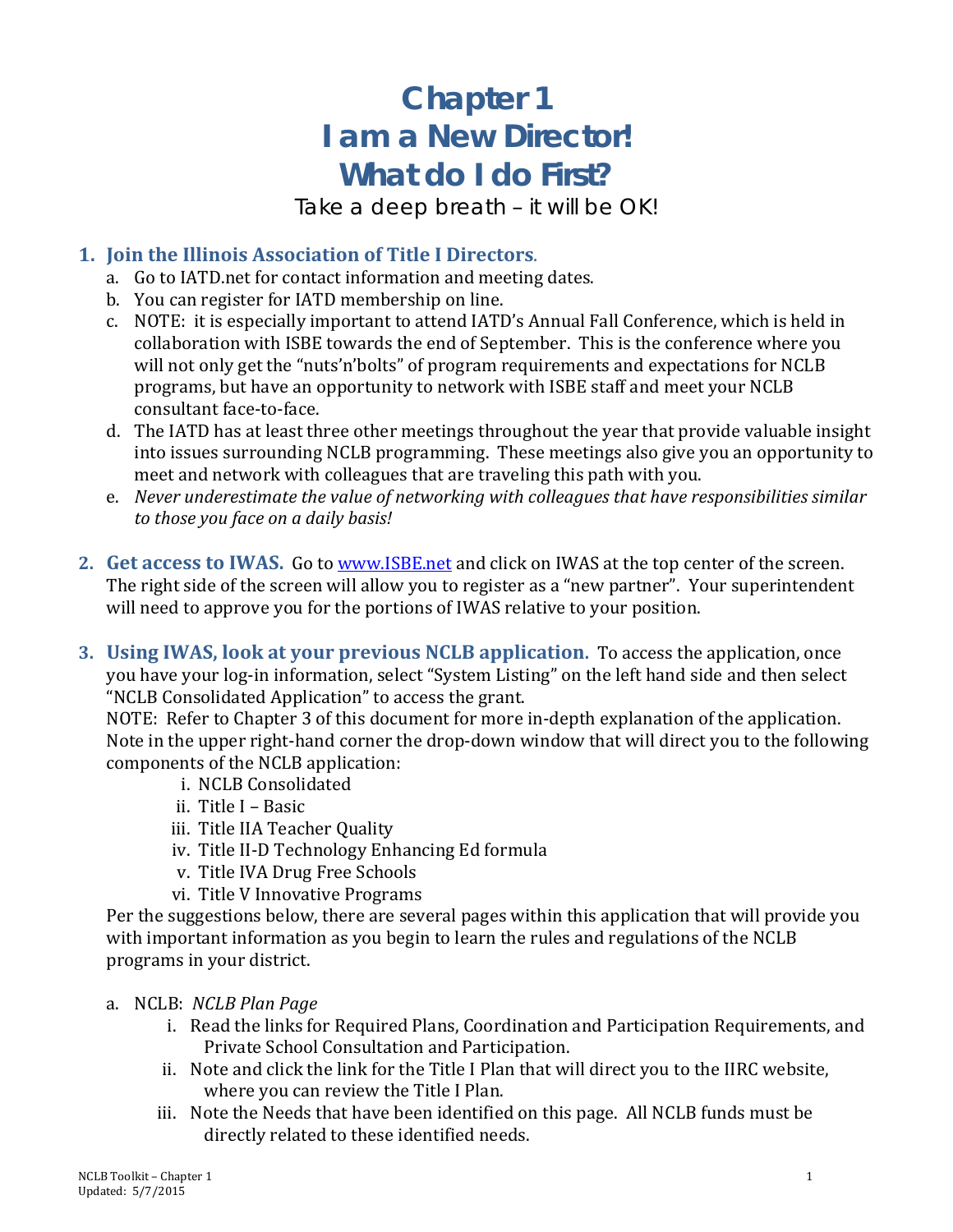# Chapter 1
# I am a New Director!
# What do I do First?

Take a deep breath – it will be OK!

1. **Join the Illinois Association of Title I Directors.**
   a. Go to IATD.net for contact information and meeting dates.
   b. You can register for IATD membership on line.
   c. NOTE: it is especially important to attend IATD's Annual Fall Conference, which is held in collaboration with ISBE towards the end of September. This is the conference where you will not only get the "nuts'n'bolts" of program requirements and expectations for NCLB programs, but have an opportunity to network with ISBE staff and meet your NCLB consultant face-to-face.
   d. The IATD has at least three other meetings throughout the year that provide valuable insight into issues surrounding NCLB programming. These meetings also give you an opportunity to meet and network with colleagues that are traveling this path with you.
   e. *Never underestimate the value of networking with colleagues that have responsibilities similar to those you face on a daily basis!*

2. **Get access to IWAS.** Go to [www.ISBE.net](www.ISBE.net) and click on IWAS at the top center of the screen. The right side of the screen will allow you to register as a "new partner". Your superintendent will need to approve you for the portions of IWAS relative to your position.

3. **Using IWAS, look at your previous NCLB application.** To access the application, once you have your log-in information, select "System Listing" on the left hand side and then select "NCLB Consolidated Application" to access the grant.
   NOTE: Refer to Chapter 3 of this document for more in-depth explanation of the application. Note in the upper right-hand corner the drop-down window that will direct you to the following components of the NCLB application:
      i. NCLB Consolidated
      ii. Title I – Basic
      iii. Title IIA Teacher Quality
      iv. Title II-D Technology Enhancing Ed formula
      v. Title IVA Drug Free Schools
      vi. Title V Innovative Programs

   Per the suggestions below, there are several pages within this application that will provide you with important information as you begin to learn the rules and regulations of the NCLB programs in your district.

   a. NCLB: *NCLB Plan Page*
      i. Read the links for Required Plans, Coordination and Participation Requirements, and Private School Consultation and Participation.
      ii. Note and click the link for the Title I Plan that will direct you to the IIRC website, where you can review the Title I Plan.
      iii. Note the Needs that have been identified on this page. All NCLB funds must be directly related to these identified needs.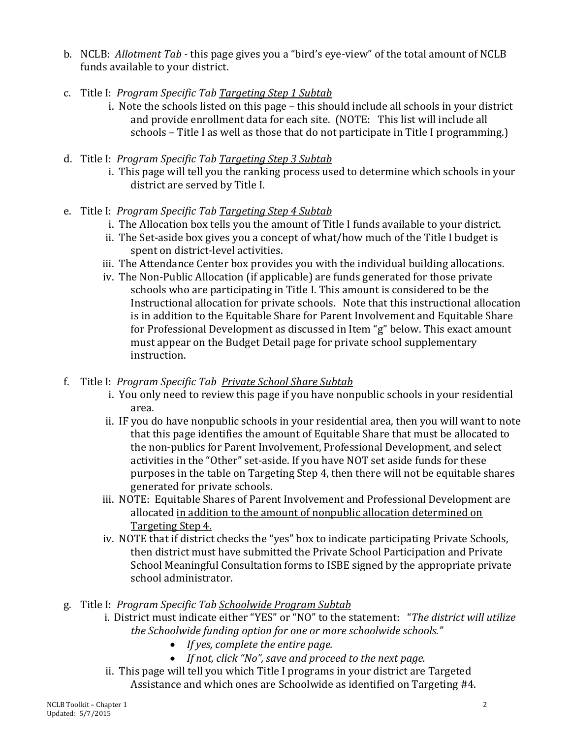b. NCLB: *Allotment Tab* - this page gives you a "bird's eye-view" of the total amount of NCLB funds available to your district.

c. Title I: *Program Specific Tab* *<u>Targeting Step 1 Subtab</u>*
   i. Note the schools listed on this page – this should include all schools in your district and provide enrollment data for each site. (NOTE: This list will include all schools – Title I as well as those that do not participate in Title I programming.)

d. Title I: *Program Specific Tab* *<u>Targeting Step 3 Subtab</u>*
   i. This page will tell you the ranking process used to determine which schools in your district are served by Title I.

e. Title I: *Program Specific Tab* *<u>Targeting Step 4 Subtab</u>*
   i. The Allocation box tells you the amount of Title I funds available to your district.
   ii. The Set-aside box gives you a concept of what/how much of the Title I budget is spent on district-level activities.
   iii. The Attendance Center box provides you with the individual building allocations.
   iv. The Non-Public Allocation (if applicable) are funds generated for those private schools who are participating in Title I. This amount is considered to be the Instructional allocation for private schools. Note that this instructional allocation is in addition to the Equitable Share for Parent Involvement and Equitable Share for Professional Development as discussed in Item "g" below. This exact amount must appear on the Budget Detail page for private school supplementary instruction.

f. Title I: *Program Specific Tab* *<u>Private School Share Subtab</u>*
   i. You only need to review this page if you have nonpublic schools in your residential area.
   ii. IF you do have nonpublic schools in your residential area, then you will want to note that this page identifies the amount of Equitable Share that must be allocated to the non-publics for Parent Involvement, Professional Development, and select activities in the "Other" set-aside. If you have NOT set aside funds for these purposes in the table on Targeting Step 4, then there will not be equitable shares generated for private schools.
   iii. NOTE: Equitable Shares of Parent Involvement and Professional Development are allocated <u>in addition to the amount of nonpublic allocation determined on Targeting Step 4.</u>
   iv. NOTE that if district checks the "yes" box to indicate participating Private Schools, then district must have submitted the Private School Participation and Private School Meaningful Consultation forms to ISBE signed by the appropriate private school administrator.

g. Title I: *Program Specific Tab* *<u>Schoolwide Program Subtab</u>*
   i. District must indicate either "YES" or "NO" to the statement: "*The district will utilize the Schoolwide funding option for one or more schoolwide schools."*
      - *If yes, complete the entire page.*
      - *If not, click "No", save and proceed to the next page.*
   ii. This page will tell you which Title I programs in your district are Targeted Assistance and which ones are Schoolwide as identified on Targeting #4.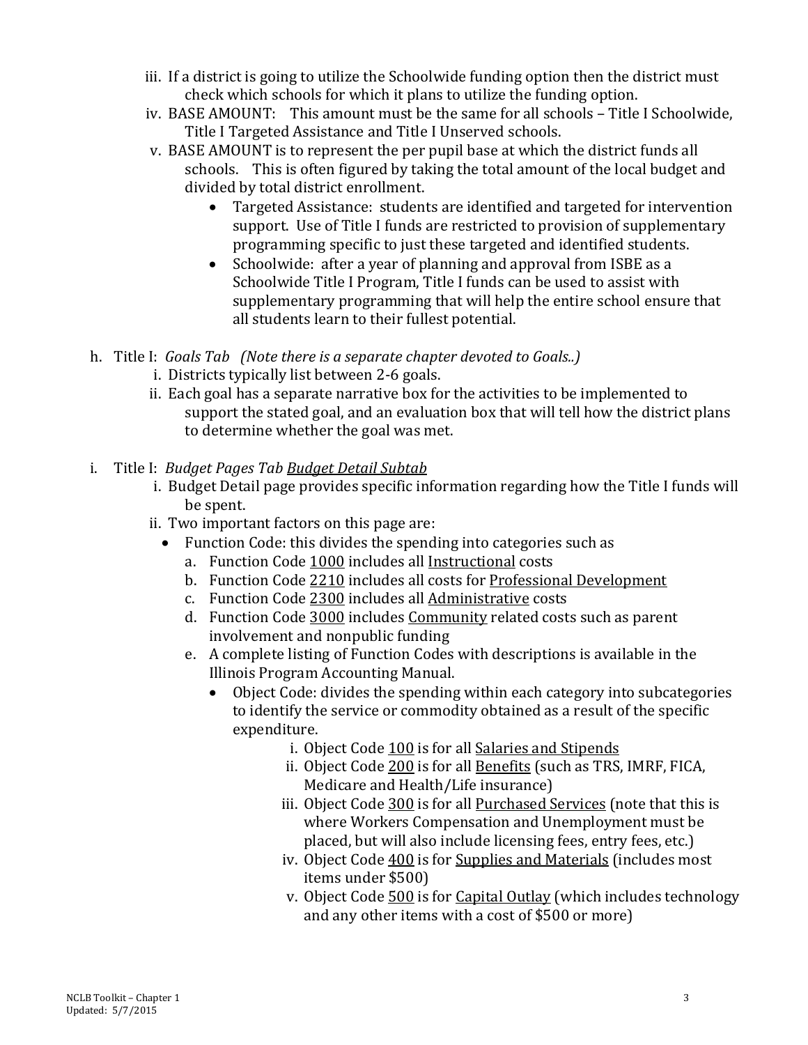iii. If a district is going to utilize the Schoolwide funding option then the district must check which schools for which it plans to utilize the funding option.

iv. BASE AMOUNT: This amount must be the same for all schools – Title I Schoolwide, Title I Targeted Assistance and Title I Unserved schools.

v. BASE AMOUNT is to represent the per pupil base at which the district funds all schools. This is often figured by taking the total amount of the local budget and divided by total district enrollment.

- Targeted Assistance: students are identified and targeted for intervention support. Use of Title I funds are restricted to provision of supplementary programming specific to just these targeted and identified students.
- Schoolwide: after a year of planning and approval from ISBE as a Schoolwide Title I Program, Title I funds can be used to assist with supplementary programming that will help the entire school ensure that all students learn to their fullest potential.

h. Title I: *Goals Tab (Note there is a separate chapter devoted to Goals..)*

i. Districts typically list between 2-6 goals.

ii. Each goal has a separate narrative box for the activities to be implemented to support the stated goal, and an evaluation box that will tell how the district plans to determine whether the goal was met.

i. Title I: *Budget Pages Tab* *<u>Budget Detail Subtab</u>*

i. Budget Detail page provides specific information regarding how the Title I funds will be spent.

ii. Two important factors on this page are:

- Function Code: this divides the spending into categories such as
  a. Function Code <u>1000</u> includes all <u>Instructional</u> costs
  b. Function Code <u>2210</u> includes all costs for <u>Professional Development</u>
  c. Function Code <u>2300</u> includes all <u>Administrative</u> costs
  d. Function Code <u>3000</u> includes <u>Community</u> related costs such as parent involvement and nonpublic funding
  e. A complete listing of Function Codes with descriptions is available in the Illinois Program Accounting Manual.
     - Object Code: divides the spending within each category into subcategories to identify the service or commodity obtained as a result of the specific expenditure.
       i. Object Code <u>100</u> is for all <u>Salaries and Stipends</u>
       ii. Object Code <u>200</u> is for all <u>Benefits</u> (such as TRS, IMRF, FICA, Medicare and Health/Life insurance)
       iii. Object Code <u>300</u> is for all <u>Purchased Services</u> (note that this is where Workers Compensation and Unemployment must be placed, but will also include licensing fees, entry fees, etc.)
       iv. Object Code <u>400</u> is for <u>Supplies and Materials</u> (includes most items under $500)
       v. Object Code <u>500</u> is for <u>Capital Outlay</u> (which includes technology and any other items with a cost of $500 or more)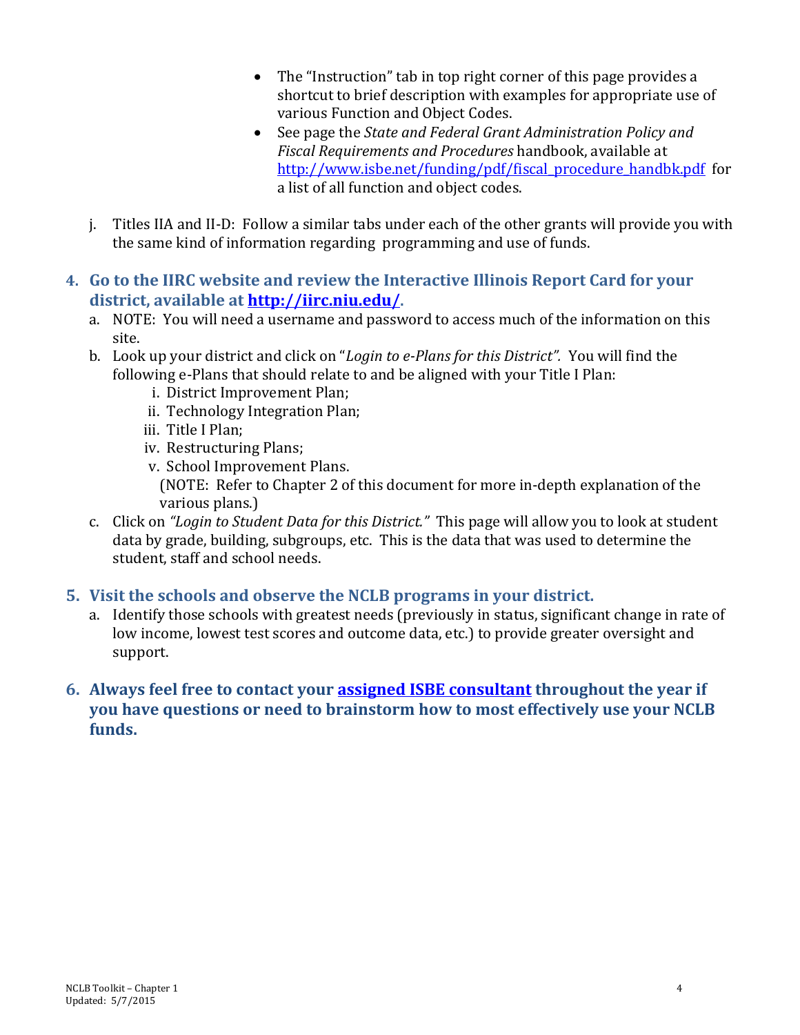- The "Instruction" tab in top right corner of this page provides a shortcut to brief description with examples for appropriate use of various Function and Object Codes.
- See page the *State and Federal Grant Administration Policy and Fiscal Requirements and Procedures* handbook, available at [http://www.isbe.net/funding/pdf/fiscal_procedure_handbk.pdf](http://www.isbe.net/funding/pdf/fiscal_procedure_handbk.pdf) for a list of all function and object codes.

j. Titles IIA and II-D: Follow a similar tabs under each of the other grants will provide you with the same kind of information regarding programming and use of funds.

### 4. Go to the IIRC website and review the Interactive Illinois Report Card for your district, available at [http://iirc.niu.edu/](http://iirc.niu.edu/).

a. NOTE: You will need a username and password to access much of the information on this site.

b. Look up your district and click on "*Login to e-Plans for this District".* You will find the following e-Plans that should relate to and be aligned with your Title I Plan:

   i. District Improvement Plan;
   ii. Technology Integration Plan;
   iii. Title I Plan;
   iv. Restructuring Plans;
   v. School Improvement Plans.

   (NOTE: Refer to Chapter 2 of this document for more in-depth explanation of the various plans.)

c. Click on *"Login to Student Data for this District."* This page will allow you to look at student data by grade, building, subgroups, etc. This is the data that was used to determine the student, staff and school needs.

### 5. Visit the schools and observe the NCLB programs in your district.

a. Identify those schools with greatest needs (previously in status, significant change in rate of low income, lowest test scores and outcome data, etc.) to provide greater oversight and support.

### 6. Always feel free to contact your [assigned ISBE consultant]() throughout the year if you have questions or need to brainstorm how to most effectively use your NCLB funds.